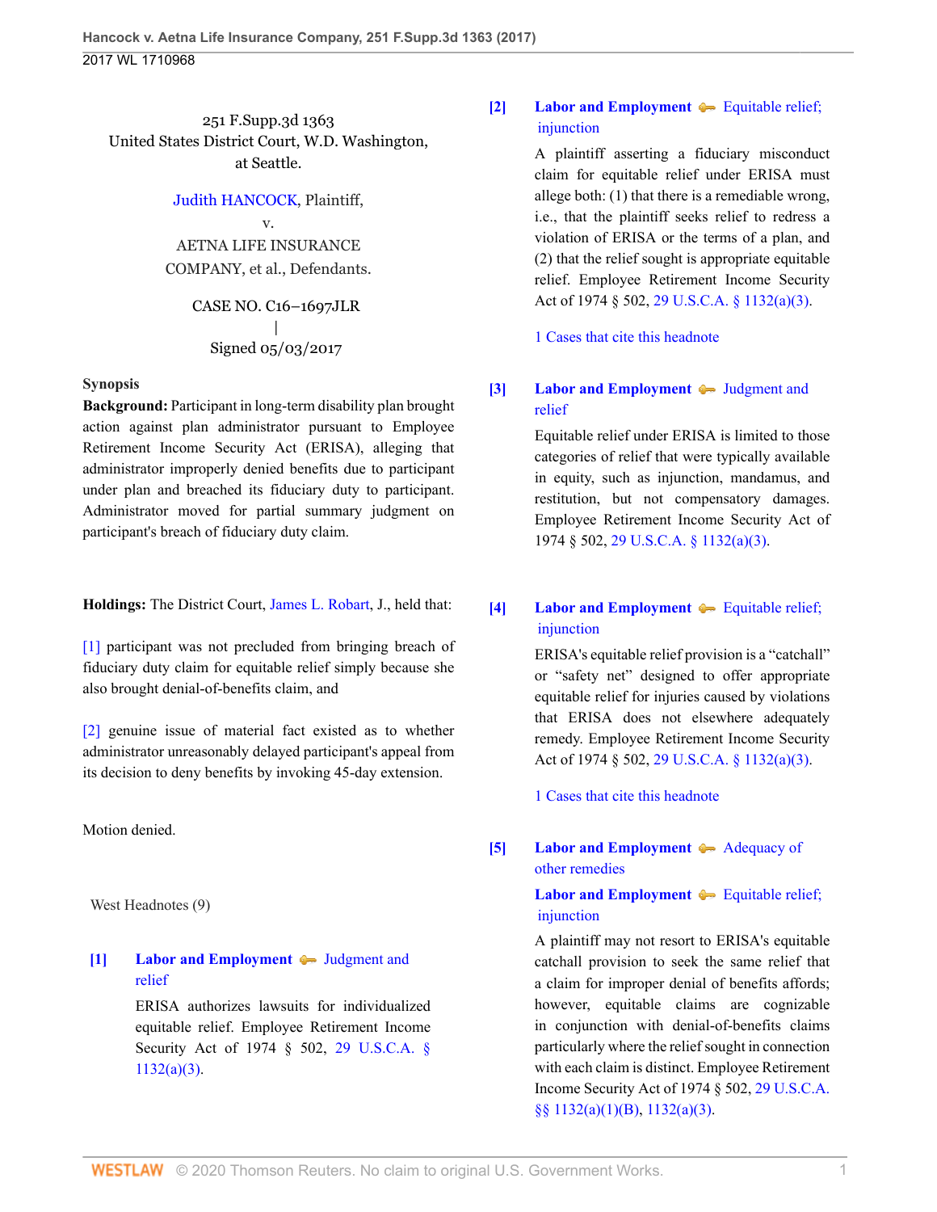251 F.Supp.3d 1363
United States District Court, W.D. Washington,
at Seattle.

Judith HANCOCK, Plaintiff,
v.
AETNA LIFE INSURANCE COMPANY, et al., Defendants.

CASE NO. C16–1697JLR
|
Signed 05/03/2017

**Synopsis**

**Background:** Participant in long-term disability plan brought action against plan administrator pursuant to Employee Retirement Income Security Act (ERISA), alleging that administrator improperly denied benefits due to participant under plan and breached its fiduciary duty to participant. Administrator moved for partial summary judgment on participant's breach of fiduciary duty claim.

**Holdings:** The District Court, James L. Robart, J., held that:

[1] participant was not precluded from bringing breach of fiduciary duty claim for equitable relief simply because she also brought denial-of-benefits claim, and

[2] genuine issue of material fact existed as to whether administrator unreasonably delayed participant's appeal from its decision to deny benefits by invoking 45-day extension.

Motion denied.

West Headnotes (9)

**[1]** **Labor and Employment** — Judgment and relief

ERISA authorizes lawsuits for individualized equitable relief. Employee Retirement Income Security Act of 1974 § 502, 29 U.S.C.A. § 1132(a)(3).

**[2]** **Labor and Employment** — Equitable relief; injunction

A plaintiff asserting a fiduciary misconduct claim for equitable relief under ERISA must allege both: (1) that there is a remediable wrong, i.e., that the plaintiff seeks relief to redress a violation of ERISA or the terms of a plan, and (2) that the relief sought is appropriate equitable relief. Employee Retirement Income Security Act of 1974 § 502, 29 U.S.C.A. § 1132(a)(3).

1 Cases that cite this headnote

**[3]** **Labor and Employment** — Judgment and relief

Equitable relief under ERISA is limited to those categories of relief that were typically available in equity, such as injunction, mandamus, and restitution, but not compensatory damages. Employee Retirement Income Security Act of 1974 § 502, 29 U.S.C.A. § 1132(a)(3).

**[4]** **Labor and Employment** — Equitable relief; injunction

ERISA's equitable relief provision is a "catchall" or "safety net" designed to offer appropriate equitable relief for injuries caused by violations that ERISA does not elsewhere adequately remedy. Employee Retirement Income Security Act of 1974 § 502, 29 U.S.C.A. § 1132(a)(3).

1 Cases that cite this headnote

**[5]** **Labor and Employment** — Adequacy of other remedies

**Labor and Employment** — Equitable relief; injunction

A plaintiff may not resort to ERISA's equitable catchall provision to seek the same relief that a claim for improper denial of benefits affords; however, equitable claims are cognizable in conjunction with denial-of-benefits claims particularly where the relief sought in connection with each claim is distinct. Employee Retirement Income Security Act of 1974 § 502, 29 U.S.C.A. §§ 1132(a)(1)(B), 1132(a)(3).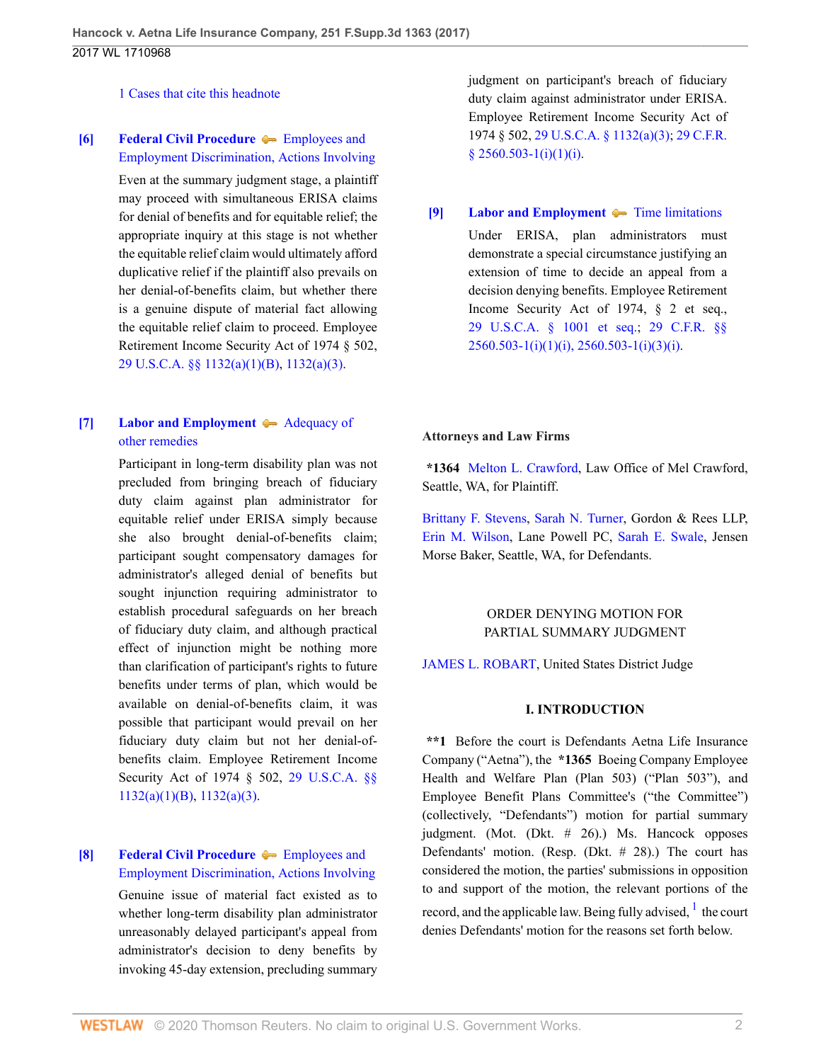1 Cases that cite this headnote

**[6]** **Federal Civil Procedure** Employees and Employment Discrimination, Actions Involving

Even at the summary judgment stage, a plaintiff may proceed with simultaneous ERISA claims for denial of benefits and for equitable relief; the appropriate inquiry at this stage is not whether the equitable relief claim would ultimately afford duplicative relief if the plaintiff also prevails on her denial-of-benefits claim, but whether there is a genuine dispute of material fact allowing the equitable relief claim to proceed. Employee Retirement Income Security Act of 1974 § 502, 29 U.S.C.A. §§ 1132(a)(1)(B), 1132(a)(3).

**[7]** **Labor and Employment** Adequacy of other remedies

Participant in long-term disability plan was not precluded from bringing breach of fiduciary duty claim against plan administrator for equitable relief under ERISA simply because she also brought denial-of-benefits claim; participant sought compensatory damages for administrator's alleged denial of benefits but sought injunction requiring administrator to establish procedural safeguards on her breach of fiduciary duty claim, and although practical effect of injunction might be nothing more than clarification of participant's rights to future benefits under terms of plan, which would be available on denial-of-benefits claim, it was possible that participant would prevail on her fiduciary duty claim but not her denial-of-benefits claim. Employee Retirement Income Security Act of 1974 § 502, 29 U.S.C.A. §§ 1132(a)(1)(B), 1132(a)(3).

**[8]** **Federal Civil Procedure** Employees and Employment Discrimination, Actions Involving

Genuine issue of material fact existed as to whether long-term disability plan administrator unreasonably delayed participant's appeal from administrator's decision to deny benefits by invoking 45-day extension, precluding summary judgment on participant's breach of fiduciary duty claim against administrator under ERISA. Employee Retirement Income Security Act of 1974 § 502, 29 U.S.C.A. § 1132(a)(3); 29 C.F.R. § 2560.503-1(i)(1)(i).

**[9]** **Labor and Employment** Time limitations

Under ERISA, plan administrators must demonstrate a special circumstance justifying an extension of time to decide an appeal from a decision denying benefits. Employee Retirement Income Security Act of 1974, § 2 et seq., 29 U.S.C.A. § 1001 et seq.; 29 C.F.R. §§ 2560.503-1(i)(1)(i), 2560.503-1(i)(3)(i).

**Attorneys and Law Firms**

**\*1364** Melton L. Crawford, Law Office of Mel Crawford, Seattle, WA, for Plaintiff.

Brittany F. Stevens, Sarah N. Turner, Gordon & Rees LLP, Erin M. Wilson, Lane Powell PC, Sarah E. Swale, Jensen Morse Baker, Seattle, WA, for Defendants.

ORDER DENYING MOTION FOR PARTIAL SUMMARY JUDGMENT

JAMES L. ROBART, United States District Judge

## I. INTRODUCTION

**\*\*1** Before the court is Defendants Aetna Life Insurance Company ("Aetna"), the **\*1365** Boeing Company Employee Health and Welfare Plan (Plan 503) ("Plan 503"), and Employee Benefit Plans Committee's ("the Committee") (collectively, "Defendants") motion for partial summary judgment. (Mot. (Dkt. # 26).) Ms. Hancock opposes Defendants' motion. (Resp. (Dkt. # 28).) The court has considered the motion, the parties' submissions in opposition to and support of the motion, the relevant portions of the record, and the applicable law. Being fully advised, [1] the court denies Defendants' motion for the reasons set forth below.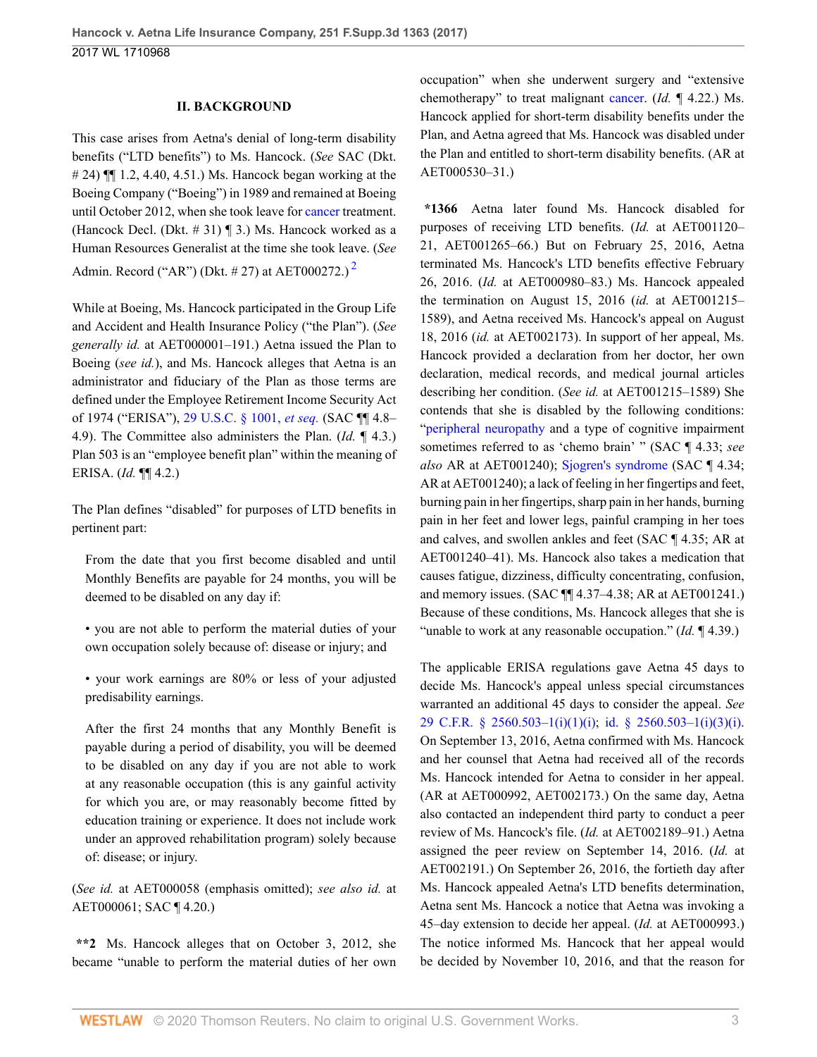## II. BACKGROUND

This case arises from Aetna's denial of long-term disability benefits ("LTD benefits") to Ms. Hancock. (*See* SAC (Dkt. # 24) ¶¶ 1.2, 4.40, 4.51.) Ms. Hancock began working at the Boeing Company ("Boeing") in 1989 and remained at Boeing until October 2012, when she took leave for cancer treatment. (Hancock Decl. (Dkt. # 31) ¶ 3.) Ms. Hancock worked as a Human Resources Generalist at the time she took leave. (*See* Admin. Record ("AR") (Dkt. # 27) at AET000272.) [2]

While at Boeing, Ms. Hancock participated in the Group Life and Accident and Health Insurance Policy ("the Plan"). (*See generally id.* at AET000001–191.) Aetna issued the Plan to Boeing (*see id.*), and Ms. Hancock alleges that Aetna is an administrator and fiduciary of the Plan as those terms are defined under the Employee Retirement Income Security Act of 1974 ("ERISA"), 29 U.S.C. § 1001, *et seq.* (SAC ¶¶ 4.8–4.9). The Committee also administers the Plan. (*Id.* ¶ 4.3.) Plan 503 is an "employee benefit plan" within the meaning of ERISA. (*Id.* ¶¶ 4.2.)

The Plan defines "disabled" for purposes of LTD benefits in pertinent part:

> From the date that you first become disabled and until Monthly Benefits are payable for 24 months, you will be deemed to be disabled on any day if:
>
> • you are not able to perform the material duties of your own occupation solely because of: disease or injury; and
>
> • your work earnings are 80% or less of your adjusted predisability earnings.
>
> After the first 24 months that any Monthly Benefit is payable during a period of disability, you will be deemed to be disabled on any day if you are not able to work at any reasonable occupation (this is any gainful activity for which you are, or may reasonably become fitted by education training or experience. It does not include work under an approved rehabilitation program) solely because of: disease; or injury.

(*See id.* at AET000058 (emphasis omitted); *see also id.* at AET000061; SAC ¶ 4.20.)

**\*\*2** Ms. Hancock alleges that on October 3, 2012, she became "unable to perform the material duties of her own occupation" when she underwent surgery and "extensive chemotherapy" to treat malignant cancer. (*Id.* ¶ 4.22.) Ms. Hancock applied for short-term disability benefits under the Plan, and Aetna agreed that Ms. Hancock was disabled under the Plan and entitled to short-term disability benefits. (AR at AET000530–31.)

**\*1366** Aetna later found Ms. Hancock disabled for purposes of receiving LTD benefits. (*Id.* at AET001120–21, AET001265–66.) But on February 25, 2016, Aetna terminated Ms. Hancock's LTD benefits effective February 26, 2016. (*Id.* at AET000980–83.) Ms. Hancock appealed the termination on August 15, 2016 (*id.* at AET001215–1589), and Aetna received Ms. Hancock's appeal on August 18, 2016 (*id.* at AET002173). In support of her appeal, Ms. Hancock provided a declaration from her doctor, her own declaration, medical records, and medical journal articles describing her condition. (*See id.* at AET001215–1589) She contends that she is disabled by the following conditions: "peripheral neuropathy and a type of cognitive impairment sometimes referred to as 'chemo brain' " (SAC ¶ 4.33; *see also* AR at AET001240); Sjogren's syndrome (SAC ¶ 4.34; AR at AET001240); a lack of feeling in her fingertips and feet, burning pain in her fingertips, sharp pain in her hands, burning pain in her feet and lower legs, painful cramping in her toes and calves, and swollen ankles and feet (SAC ¶ 4.35; AR at AET001240–41). Ms. Hancock also takes a medication that causes fatigue, dizziness, difficulty concentrating, confusion, and memory issues. (SAC ¶¶ 4.37–4.38; AR at AET001241.) Because of these conditions, Ms. Hancock alleges that she is "unable to work at any reasonable occupation." (*Id.* ¶ 4.39.)

The applicable ERISA regulations gave Aetna 45 days to decide Ms. Hancock's appeal unless special circumstances warranted an additional 45 days to consider the appeal. *See* 29 C.F.R. § 2560.503–1(i)(1)(i); id. § 2560.503–1(i)(3)(i). On September 13, 2016, Aetna confirmed with Ms. Hancock and her counsel that Aetna had received all of the records Ms. Hancock intended for Aetna to consider in her appeal. (AR at AET000992, AET002173.) On the same day, Aetna also contacted an independent third party to conduct a peer review of Ms. Hancock's file. (*Id.* at AET002189–91.) Aetna assigned the peer review on September 14, 2016. (*Id.* at AET002191.) On September 26, 2016, the fortieth day after Ms. Hancock appealed Aetna's LTD benefits determination, Aetna sent Ms. Hancock a notice that Aetna was invoking a 45–day extension to decide her appeal. (*Id.* at AET000993.) The notice informed Ms. Hancock that her appeal would be decided by November 10, 2016, and that the reason for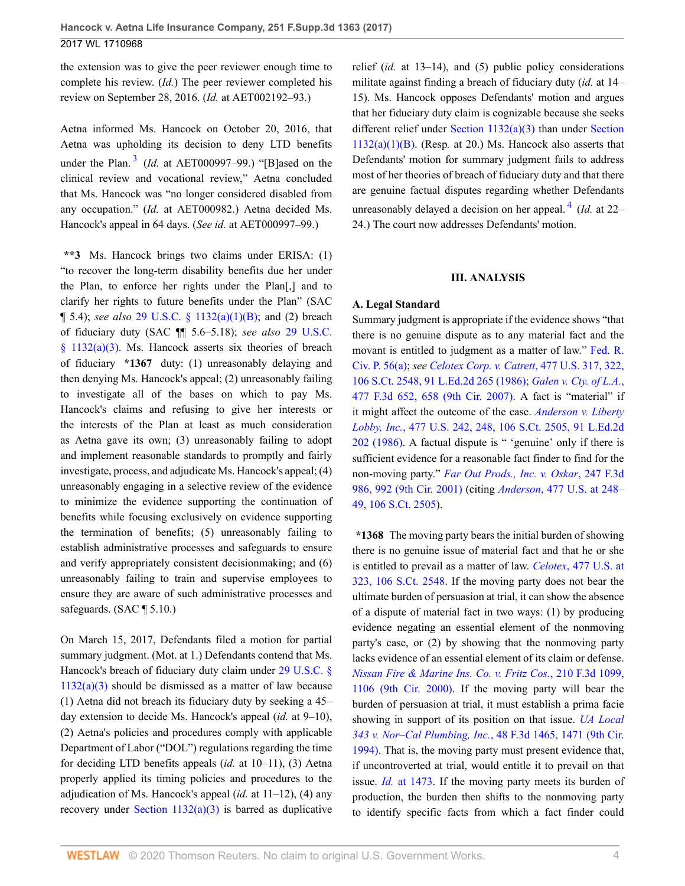the extension was to give the peer reviewer enough time to complete his review. (*Id.*) The peer reviewer completed his review on September 28, 2016. (*Id.* at AET002192–93.)

Aetna informed Ms. Hancock on October 20, 2016, that Aetna was upholding its decision to deny LTD benefits under the Plan.[3] (*Id.* at AET000997–99.) "[B]ased on the clinical review and vocational review," Aetna concluded that Ms. Hancock was "no longer considered disabled from any occupation." (*Id.* at AET000982.) Aetna decided Ms. Hancock's appeal in 64 days. (*See id.* at AET000997–99.)

**\*\*3** Ms. Hancock brings two claims under ERISA: (1) "to recover the long-term disability benefits due her under the Plan, to enforce her rights under the Plan[,] and to clarify her rights to future benefits under the Plan" (SAC ¶ 5.4); *see also* 29 U.S.C. § 1132(a)(1)(B); and (2) breach of fiduciary duty (SAC ¶¶ 5.6–5.18); *see also* 29 U.S.C. § 1132(a)(3). Ms. Hancock asserts six theories of breach of fiduciary **\*1367** duty: (1) unreasonably delaying and then denying Ms. Hancock's appeal; (2) unreasonably failing to investigate all of the bases on which to pay Ms. Hancock's claims and refusing to give her interests or the interests of the Plan at least as much consideration as Aetna gave its own; (3) unreasonably failing to adopt and implement reasonable standards to promptly and fairly investigate, process, and adjudicate Ms. Hancock's appeal; (4) unreasonably engaging in a selective review of the evidence to minimize the evidence supporting the continuation of benefits while focusing exclusively on evidence supporting the termination of benefits; (5) unreasonably failing to establish administrative processes and safeguards to ensure and verify appropriately consistent decisionmaking; and (6) unreasonably failing to train and supervise employees to ensure they are aware of such administrative processes and safeguards. (SAC ¶ 5.10.)

On March 15, 2017, Defendants filed a motion for partial summary judgment. (Mot. at 1.) Defendants contend that Ms. Hancock's breach of fiduciary duty claim under 29 U.S.C. § 1132(a)(3) should be dismissed as a matter of law because (1) Aetna did not breach its fiduciary duty by seeking a 45–day extension to decide Ms. Hancock's appeal (*id.* at 9–10), (2) Aetna's policies and procedures comply with applicable Department of Labor ("DOL") regulations regarding the time for deciding LTD benefits appeals (*id.* at 10–11), (3) Aetna properly applied its timing policies and procedures to the adjudication of Ms. Hancock's appeal (*id.* at 11–12), (4) any recovery under Section 1132(a)(3) is barred as duplicative relief (*id.* at 13–14), and (5) public policy considerations militate against finding a breach of fiduciary duty (*id.* at 14–15). Ms. Hancock opposes Defendants' motion and argues that her fiduciary duty claim is cognizable because she seeks different relief under Section 1132(a)(3) than under Section 1132(a)(1)(B). (Resp. at 20.) Ms. Hancock also asserts that Defendants' motion for summary judgment fails to address most of her theories of breach of fiduciary duty and that there are genuine factual disputes regarding whether Defendants unreasonably delayed a decision on her appeal.[4] (*Id.* at 22–24.) The court now addresses Defendants' motion.

## III. ANALYSIS

### A. Legal Standard

Summary judgment is appropriate if the evidence shows "that there is no genuine dispute as to any material fact and the movant is entitled to judgment as a matter of law." Fed. R. Civ. P. 56(a); *see Celotex Corp. v. Catrett*, 477 U.S. 317, 322, 106 S.Ct. 2548, 91 L.Ed.2d 265 (1986); *Galen v. Cty. of L.A.*, 477 F.3d 652, 658 (9th Cir. 2007). A fact is "material" if it might affect the outcome of the case. *Anderson v. Liberty Lobby, Inc.*, 477 U.S. 242, 248, 106 S.Ct. 2505, 91 L.Ed.2d 202 (1986). A factual dispute is " 'genuine' only if there is sufficient evidence for a reasonable fact finder to find for the non-moving party." *Far Out Prods., Inc. v. Oskar*, 247 F.3d 986, 992 (9th Cir. 2001) (citing *Anderson*, 477 U.S. at 248–49, 106 S.Ct. 2505).

**\*1368** The moving party bears the initial burden of showing there is no genuine issue of material fact and that he or she is entitled to prevail as a matter of law. *Celotex*, 477 U.S. at 323, 106 S.Ct. 2548. If the moving party does not bear the ultimate burden of persuasion at trial, it can show the absence of a dispute of material fact in two ways: (1) by producing evidence negating an essential element of the nonmoving party's case, or (2) by showing that the nonmoving party lacks evidence of an essential element of its claim or defense. *Nissan Fire & Marine Ins. Co. v. Fritz Cos.*, 210 F.3d 1099, 1106 (9th Cir. 2000). If the moving party will bear the burden of persuasion at trial, it must establish a prima facie showing in support of its position on that issue. *UA Local 343 v. Nor–Cal Plumbing, Inc.*, 48 F.3d 1465, 1471 (9th Cir. 1994). That is, the moving party must present evidence that, if uncontroverted at trial, would entitle it to prevail on that issue. *Id.* at 1473. If the moving party meets its burden of production, the burden then shifts to the nonmoving party to identify specific facts from which a fact finder could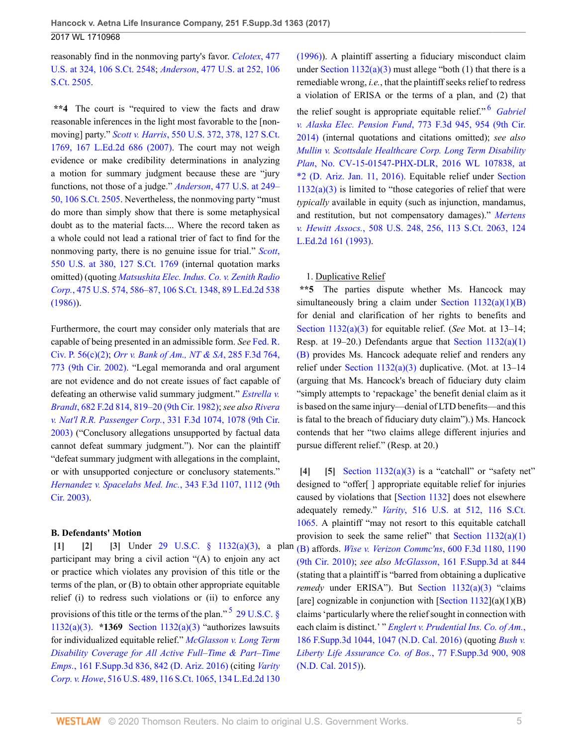reasonably find in the nonmoving party's favor. *Celotex*, 477 U.S. at 324, 106 S.Ct. 2548; *Anderson*, 477 U.S. at 252, 106 S.Ct. 2505.

**\*\*4** The court is "required to view the facts and draw reasonable inferences in the light most favorable to the [non-moving] party." *Scott v. Harris*, 550 U.S. 372, 378, 127 S.Ct. 1769, 167 L.Ed.2d 686 (2007). The court may not weigh evidence or make credibility determinations in analyzing a motion for summary judgment because these are "jury functions, not those of a judge." *Anderson*, 477 U.S. at 249–50, 106 S.Ct. 2505. Nevertheless, the nonmoving party "must do more than simply show that there is some metaphysical doubt as to the material facts.... Where the record taken as a whole could not lead a rational trier of fact to find for the nonmoving party, there is no genuine issue for trial." *Scott*, 550 U.S. at 380, 127 S.Ct. 1769 (internal quotation marks omitted) (quoting *Matsushita Elec. Indus. Co. v. Zenith Radio Corp.*, 475 U.S. 574, 586–87, 106 S.Ct. 1348, 89 L.Ed.2d 538 (1986)).

Furthermore, the court may consider only materials that are capable of being presented in an admissible form. *See* Fed. R. Civ. P. 56(c)(2); *Orr v. Bank of Am., NT & SA*, 285 F.3d 764, 773 (9th Cir. 2002). "Legal memoranda and oral argument are not evidence and do not create issues of fact capable of defeating an otherwise valid summary judgment." *Estrella v. Brandt*, 682 F.2d 814, 819–20 (9th Cir. 1982); *see also Rivera v. Nat'l R.R. Passenger Corp.*, 331 F.3d 1074, 1078 (9th Cir. 2003) ("Conclusory allegations unsupported by factual data cannot defeat summary judgment."). Nor can the plaintiff "defeat summary judgment with allegations in the complaint, or with unsupported conjecture or conclusory statements." *Hernandez v. Spacelabs Med. Inc.*, 343 F.3d 1107, 1112 (9th Cir. 2003).

### B. Defendants' Motion

**[1] [2] [3]** Under 29 U.S.C. § 1132(a)(3), a plan participant may bring a civil action "(A) to enjoin any act or practice which violates any provision of this title or the terms of the plan, or (B) to obtain other appropriate equitable relief (i) to redress such violations or (ii) to enforce any provisions of this title or the terms of the plan."[5] 29 U.S.C. § 1132(a)(3). **\*1369** Section 1132(a)(3) "authorizes lawsuits for individualized equitable relief." *McGlasson v. Long Term Disability Coverage for All Active Full–Time & Part–Time Emps.*, 161 F.Supp.3d 836, 842 (D. Ariz. 2016) (citing *Varity Corp. v. Howe*, 516 U.S. 489, 116 S.Ct. 1065, 134 L.Ed.2d 130 (1996)). A plaintiff asserting a fiduciary misconduct claim under Section 1132(a)(3) must allege "both (1) that there is a remediable wrong, *i.e.*, that the plaintiff seeks relief to redress a violation of ERISA or the terms of a plan, and (2) that the relief sought is appropriate equitable relief."[6] *Gabriel v. Alaska Elec. Pension Fund*, 773 F.3d 945, 954 (9th Cir. 2014) (internal quotations and citations omitted); *see also Mullin v. Scottsdale Healthcare Corp. Long Term Disability Plan*, No. CV-15-01547-PHX-DLR, 2016 WL 107838, at \*2 (D. Ariz. Jan. 11, 2016). Equitable relief under Section 1132(a)(3) is limited to "those categories of relief that were *typically* available in equity (such as injunction, mandamus, and restitution, but not compensatory damages)." *Mertens v. Hewitt Assocs.*, 508 U.S. 248, 256, 113 S.Ct. 2063, 124 L.Ed.2d 161 (1993).

1. Duplicative Relief

**\*\*5** The parties dispute whether Ms. Hancock may simultaneously bring a claim under Section 1132(a)(1)(B) for denial and clarification of her rights to benefits and Section 1132(a)(3) for equitable relief. (*See* Mot. at 13–14; Resp. at 19–20.) Defendants argue that Section 1132(a)(1)(B) provides Ms. Hancock adequate relief and renders any relief under Section 1132(a)(3) duplicative. (Mot. at 13–14 (arguing that Ms. Hancock's breach of fiduciary duty claim "simply attempts to 'repackage' the benefit denial claim as it is based on the same injury—denial of LTD benefits—and this is fatal to the breach of fiduciary duty claim").) Ms. Hancock contends that her "two claims allege different injuries and pursue different relief." (Resp. at 20.)

**[4] [5]** Section 1132(a)(3) is a "catchall" or "safety net" designed to "offer[ ] appropriate equitable relief for injuries caused by violations that [Section 1132] does not elsewhere adequately remedy." *Varity*, 516 U.S. at 512, 116 S.Ct. 1065. A plaintiff "may not resort to this equitable catchall provision to seek the same relief" that Section 1132(a)(1)(B) affords. *Wise v. Verizon Commc'ns*, 600 F.3d 1180, 1190 (9th Cir. 2010); *see also McGlasson*, 161 F.Supp.3d at 844 (stating that a plaintiff is "barred from obtaining a duplicative *remedy* under ERISA"). But Section 1132(a)(3) "claims [are] cognizable in conjunction with [Section 1132](a)(1)(B) claims 'particularly where the relief sought in connection with each claim is distinct.' " *Englert v. Prudential Ins. Co. of Am.*, 186 F.Supp.3d 1044, 1047 (N.D. Cal. 2016) (quoting *Bush v. Liberty Life Assurance Co. of Bos.*, 77 F.Supp.3d 900, 908 (N.D. Cal. 2015)).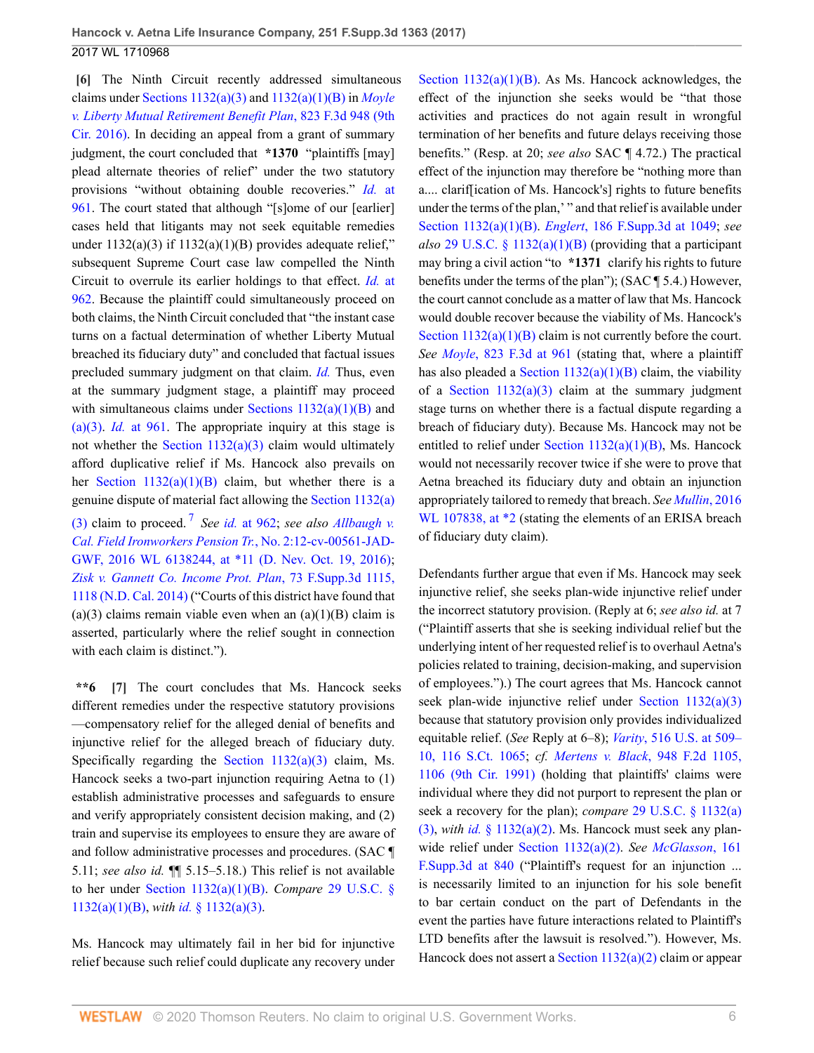**[6]** The Ninth Circuit recently addressed simultaneous claims under Sections 1132(a)(3) and 1132(a)(1)(B) in *Moyle v. Liberty Mutual Retirement Benefit Plan*, 823 F.3d 948 (9th Cir. 2016). In deciding an appeal from a grant of summary judgment, the court concluded that **\*1370** "plaintiffs [may] plead alternate theories of relief" under the two statutory provisions "without obtaining double recoveries." *Id.* at 961. The court stated that although "[s]ome of our [earlier] cases held that litigants may not seek equitable remedies under 1132(a)(3) if 1132(a)(1)(B) provides adequate relief," subsequent Supreme Court case law compelled the Ninth Circuit to overrule its earlier holdings to that effect. *Id.* at 962. Because the plaintiff could simultaneously proceed on both claims, the Ninth Circuit concluded that "the instant case turns on a factual determination of whether Liberty Mutual breached its fiduciary duty" and concluded that factual issues precluded summary judgment on that claim. *Id.* Thus, even at the summary judgment stage, a plaintiff may proceed with simultaneous claims under Sections 1132(a)(1)(B) and (a)(3). *Id.* at 961. The appropriate inquiry at this stage is not whether the Section 1132(a)(3) claim would ultimately afford duplicative relief if Ms. Hancock also prevails on her Section 1132(a)(1)(B) claim, but whether there is a genuine dispute of material fact allowing the Section 1132(a)(3) claim to proceed.[7] *See id.* at 962; *see also Allbaugh v. Cal. Field Ironworkers Pension Tr.*, No. 2:12-cv-00561-JAD-GWF, 2016 WL 6138244, at \*11 (D. Nev. Oct. 19, 2016); *Zisk v. Gannett Co. Income Prot. Plan*, 73 F.Supp.3d 1115, 1118 (N.D. Cal. 2014) ("Courts of this district have found that (a)(3) claims remain viable even when an (a)(1)(B) claim is asserted, particularly where the relief sought in connection with each claim is distinct.").

**\*\*6** **[7]** The court concludes that Ms. Hancock seeks different remedies under the respective statutory provisions—compensatory relief for the alleged denial of benefits and injunctive relief for the alleged breach of fiduciary duty. Specifically regarding the Section 1132(a)(3) claim, Ms. Hancock seeks a two-part injunction requiring Aetna to (1) establish administrative processes and safeguards to ensure and verify appropriately consistent decision making, and (2) train and supervise its employees to ensure they are aware of and follow administrative processes and procedures. (SAC ¶ 5.11; *see also id.* ¶¶ 5.15–5.18.) This relief is not available to her under Section 1132(a)(1)(B). *Compare* 29 U.S.C. § 1132(a)(1)(B), *with id.* § 1132(a)(3).

Ms. Hancock may ultimately fail in her bid for injunctive relief because such relief could duplicate any recovery under Section 1132(a)(1)(B). As Ms. Hancock acknowledges, the effect of the injunction she seeks would be "that those activities and practices do not again result in wrongful termination of her benefits and future delays receiving those benefits." (Resp. at 20; *see also* SAC ¶ 4.72.) The practical effect of the injunction may therefore be "nothing more than a.... clarif[ication of Ms. Hancock's] rights to future benefits under the terms of the plan,' " and that relief is available under Section 1132(a)(1)(B). *Englert*, 186 F.Supp.3d at 1049; *see also* 29 U.S.C. § 1132(a)(1)(B) (providing that a participant may bring a civil action "to **\*1371** clarify his rights to future benefits under the terms of the plan"); (SAC ¶ 5.4.) However, the court cannot conclude as a matter of law that Ms. Hancock would double recover because the viability of Ms. Hancock's Section 1132(a)(1)(B) claim is not currently before the court. *See Moyle*, 823 F.3d at 961 (stating that, where a plaintiff has also pleaded a Section 1132(a)(1)(B) claim, the viability of a Section 1132(a)(3) claim at the summary judgment stage turns on whether there is a factual dispute regarding a breach of fiduciary duty). Because Ms. Hancock may not be entitled to relief under Section 1132(a)(1)(B), Ms. Hancock would not necessarily recover twice if she were to prove that Aetna breached its fiduciary duty and obtain an injunction appropriately tailored to remedy that breach. *See Mullin*, 2016 WL 107838, at \*2 (stating the elements of an ERISA breach of fiduciary duty claim).

Defendants further argue that even if Ms. Hancock may seek injunctive relief, she seeks plan-wide injunctive relief under the incorrect statutory provision. (Reply at 6; *see also id.* at 7 ("Plaintiff asserts that she is seeking individual relief but the underlying intent of her requested relief is to overhaul Aetna's policies related to training, decision-making, and supervision of employees.").) The court agrees that Ms. Hancock cannot seek plan-wide injunctive relief under Section 1132(a)(3) because that statutory provision only provides individualized equitable relief. (*See* Reply at 6–8); *Varity*, 516 U.S. at 509–10, 116 S.Ct. 1065; *cf. Mertens v. Black*, 948 F.2d 1105, 1106 (9th Cir. 1991) (holding that plaintiffs' claims were individual where they did not purport to represent the plan or seek a recovery for the plan); *compare* 29 U.S.C. § 1132(a)(3), *with id.* § 1132(a)(2). Ms. Hancock must seek any plan-wide relief under Section 1132(a)(2). *See McGlasson*, 161 F.Supp.3d at 840 ("Plaintiff's request for an injunction ... is necessarily limited to an injunction for his sole benefit to bar certain conduct on the part of Defendants in the event the parties have future interactions related to Plaintiff's LTD benefits after the lawsuit is resolved."). However, Ms. Hancock does not assert a Section 1132(a)(2) claim or appear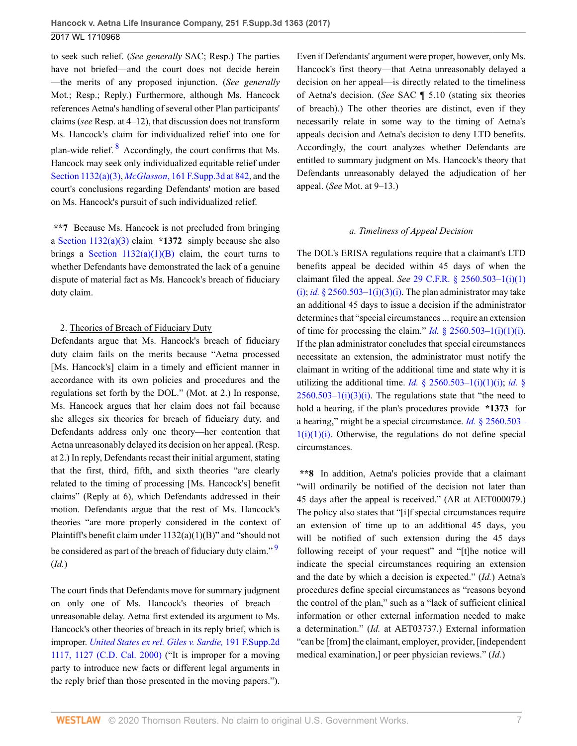to seek such relief. (*See generally* SAC; Resp.) The parties have not briefed—and the court does not decide herein—the merits of any proposed injunction. (*See generally* Mot.; Resp.; Reply.) Furthermore, although Ms. Hancock references Aetna's handling of several other Plan participants' claims (*see* Resp. at 4–12), that discussion does not transform Ms. Hancock's claim for individualized relief into one for plan-wide relief.[8] Accordingly, the court confirms that Ms. Hancock may seek only individualized equitable relief under Section 1132(a)(3), *McGlasson*, 161 F.Supp.3d at 842, and the court's conclusions regarding Defendants' motion are based on Ms. Hancock's pursuit of such individualized relief.

**\*\*7** Because Ms. Hancock is not precluded from bringing a Section 1132(a)(3) claim **\*1372** simply because she also brings a Section 1132(a)(1)(B) claim, the court turns to whether Defendants have demonstrated the lack of a genuine dispute of material fact as Ms. Hancock's breach of fiduciary duty claim.

2. Theories of Breach of Fiduciary Duty

Defendants argue that Ms. Hancock's breach of fiduciary duty claim fails on the merits because "Aetna processed [Ms. Hancock's] claim in a timely and efficient manner in accordance with its own policies and procedures and the regulations set forth by the DOL." (Mot. at 2.) In response, Ms. Hancock argues that her claim does not fail because she alleges six theories for breach of fiduciary duty, and Defendants address only one theory—her contention that Aetna unreasonably delayed its decision on her appeal. (Resp. at 2.) In reply, Defendants recast their initial argument, stating that the first, third, fifth, and sixth theories "are clearly related to the timing of processing [Ms. Hancock's] benefit claims" (Reply at 6), which Defendants addressed in their motion. Defendants argue that the rest of Ms. Hancock's theories "are more properly considered in the context of Plaintiff's benefit claim under 1132(a)(1)(B)" and "should not be considered as part of the breach of fiduciary duty claim."[9] (*Id.*)

The court finds that Defendants move for summary judgment on only one of Ms. Hancock's theories of breach—unreasonable delay. Aetna first extended its argument to Ms. Hancock's other theories of breach in its reply brief, which is improper. *United States ex rel. Giles v. Sardie,* 191 F.Supp.2d 1117, 1127 (C.D. Cal. 2000) ("It is improper for a moving party to introduce new facts or different legal arguments in the reply brief than those presented in the moving papers."). Even if Defendants' argument were proper, however, only Ms. Hancock's first theory—that Aetna unreasonably delayed a decision on her appeal—is directly related to the timeliness of Aetna's decision. (*See* SAC ¶ 5.10 (stating six theories of breach).) The other theories are distinct, even if they necessarily relate in some way to the timing of Aetna's appeals decision and Aetna's decision to deny LTD benefits. Accordingly, the court analyzes whether Defendants are entitled to summary judgment on Ms. Hancock's theory that Defendants unreasonably delayed the adjudication of her appeal. (*See* Mot. at 9–13.)

*a. Timeliness of Appeal Decision*

The DOL's ERISA regulations require that a claimant's LTD benefits appeal be decided within 45 days of when the claimant filed the appeal. *See* 29 C.F.R. § 2560.503–1(i)(1)(i); *id.* § 2560.503–1(i)(3)(i). The plan administrator may take an additional 45 days to issue a decision if the administrator determines that "special circumstances ... require an extension of time for processing the claim." *Id.* § 2560.503–1(i)(1)(i). If the plan administrator concludes that special circumstances necessitate an extension, the administrator must notify the claimant in writing of the additional time and state why it is utilizing the additional time. *Id.* § 2560.503–1(i)(1)(i); *id.* § 2560.503–1(i)(3)(i). The regulations state that "the need to hold a hearing, if the plan's procedures provide **\*1373** for a hearing," might be a special circumstance. *Id.* § 2560.503–1(i)(1)(i). Otherwise, the regulations do not define special circumstances.

**\*\*8** In addition, Aetna's policies provide that a claimant "will ordinarily be notified of the decision not later than 45 days after the appeal is received." (AR at AET000079.) The policy also states that "[i]f special circumstances require an extension of time up to an additional 45 days, you will be notified of such extension during the 45 days following receipt of your request" and "[t]he notice will indicate the special circumstances requiring an extension and the date by which a decision is expected." (*Id.*) Aetna's procedures define special circumstances as "reasons beyond the control of the plan," such as a "lack of sufficient clinical information or other external information needed to make a determination." (*Id.* at AET03737.) External information "can be [from] the claimant, employer, provider, [independent medical examination,] or peer physician reviews." (*Id.*)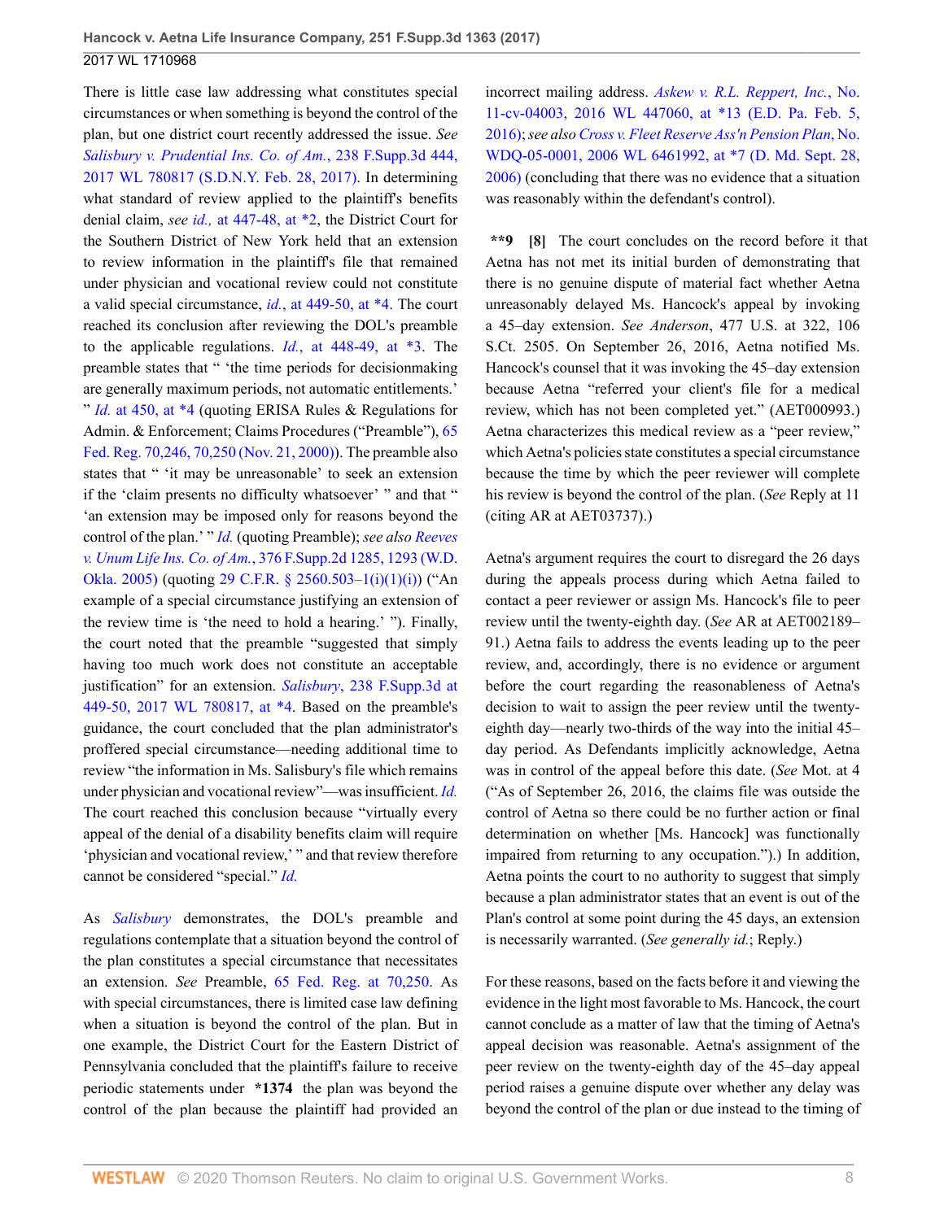There is little case law addressing what constitutes special circumstances or when something is beyond the control of the plan, but one district court recently addressed the issue. *See* Salisbury v. Prudential Ins. Co. of Am., 238 F.Supp.3d 444, 2017 WL 780817 (S.D.N.Y. Feb. 28, 2017). In determining what standard of review applied to the plaintiff's benefits denial claim, *see id.,* at 447-48, at *2, the District Court for the Southern District of New York held that an extension to review information in the plaintiff's file that remained under physician and vocational review could not constitute a valid special circumstance, *id.*, at 449-50, at *4. The court reached its conclusion after reviewing the DOL's preamble to the applicable regulations. *Id.*, at 448-49, at *3. The preamble states that " 'the time periods for decisionmaking are generally maximum periods, not automatic entitlements.' " *Id.* at 450, at *4 (quoting ERISA Rules & Regulations for Admin. & Enforcement; Claims Procedures ("Preamble"), 65 Fed. Reg. 70,246, 70,250 (Nov. 21, 2000)). The preamble also states that " 'it may be unreasonable' to seek an extension if the 'claim presents no difficulty whatsoever' " and that " 'an extension may be imposed only for reasons beyond the control of the plan.' " *Id.* (quoting Preamble); *see also* Reeves v. Unum Life Ins. Co. of Am., 376 F.Supp.2d 1285, 1293 (W.D. Okla. 2005) (quoting 29 C.F.R. § 2560.503–1(i)(1)(i)) ("An example of a special circumstance justifying an extension of the review time is 'the need to hold a hearing.' "). Finally, the court noted that the preamble "suggested that simply having too much work does not constitute an acceptable justification" for an extension. *Salisbury*, 238 F.Supp.3d at 449-50, 2017 WL 780817, at *4. Based on the preamble's guidance, the court concluded that the plan administrator's proffered special circumstance—needing additional time to review "the information in Ms. Salisbury's file which remains under physician and vocational review"—was insufficient. *Id.* The court reached this conclusion because "virtually every appeal of the denial of a disability benefits claim will require 'physician and vocational review,' " and that review therefore cannot be considered "special." *Id.*

As *Salisbury* demonstrates, the DOL's preamble and regulations contemplate that a situation beyond the control of the plan constitutes a special circumstance that necessitates an extension. *See* Preamble, 65 Fed. Reg. at 70,250. As with special circumstances, there is limited case law defining when a situation is beyond the control of the plan. But in one example, the District Court for the Eastern District of Pennsylvania concluded that the plaintiff's failure to receive periodic statements under **\*1374** the plan was beyond the control of the plan because the plaintiff had provided an incorrect mailing address. *Askew v. R.L. Reppert, Inc.*, No. 11-cv-04003, 2016 WL 447060, at *13 (E.D. Pa. Feb. 5, 2016); *see also Cross v. Fleet Reserve Ass'n Pension Plan*, No. WDQ-05-0001, 2006 WL 6461992, at *7 (D. Md. Sept. 28, 2006) (concluding that there was no evidence that a situation was reasonably within the defendant's control).

**\*\*9 [8]** The court concludes on the record before it that Aetna has not met its initial burden of demonstrating that there is no genuine dispute of material fact whether Aetna unreasonably delayed Ms. Hancock's appeal by invoking a 45–day extension. *See Anderson*, 477 U.S. at 322, 106 S.Ct. 2505. On September 26, 2016, Aetna notified Ms. Hancock's counsel that it was invoking the 45–day extension because Aetna "referred your client's file for a medical review, which has not been completed yet." (AET000993.) Aetna characterizes this medical review as a "peer review," which Aetna's policies state constitutes a special circumstance because the time by which the peer reviewer will complete his review is beyond the control of the plan. (*See* Reply at 11 (citing AR at AET03737).)

Aetna's argument requires the court to disregard the 26 days during the appeals process during which Aetna failed to contact a peer reviewer or assign Ms. Hancock's file to peer review until the twenty-eighth day. (*See* AR at AET002189–91.) Aetna fails to address the events leading up to the peer review, and, accordingly, there is no evidence or argument before the court regarding the reasonableness of Aetna's decision to wait to assign the peer review until the twenty-eighth day—nearly two-thirds of the way into the initial 45–day period. As Defendants implicitly acknowledge, Aetna was in control of the appeal before this date. (*See* Mot. at 4 ("As of September 26, 2016, the claims file was outside the control of Aetna so there could be no further action or final determination on whether [Ms. Hancock] was functionally impaired from returning to any occupation.").) In addition, Aetna points the court to no authority to suggest that simply because a plan administrator states that an event is out of the Plan's control at some point during the 45 days, an extension is necessarily warranted. (*See generally id.*; Reply.)

For these reasons, based on the facts before it and viewing the evidence in the light most favorable to Ms. Hancock, the court cannot conclude as a matter of law that the timing of Aetna's appeal decision was reasonable. Aetna's assignment of the peer review on the twenty-eighth day of the 45–day appeal period raises a genuine dispute over whether any delay was beyond the control of the plan or due instead to the timing of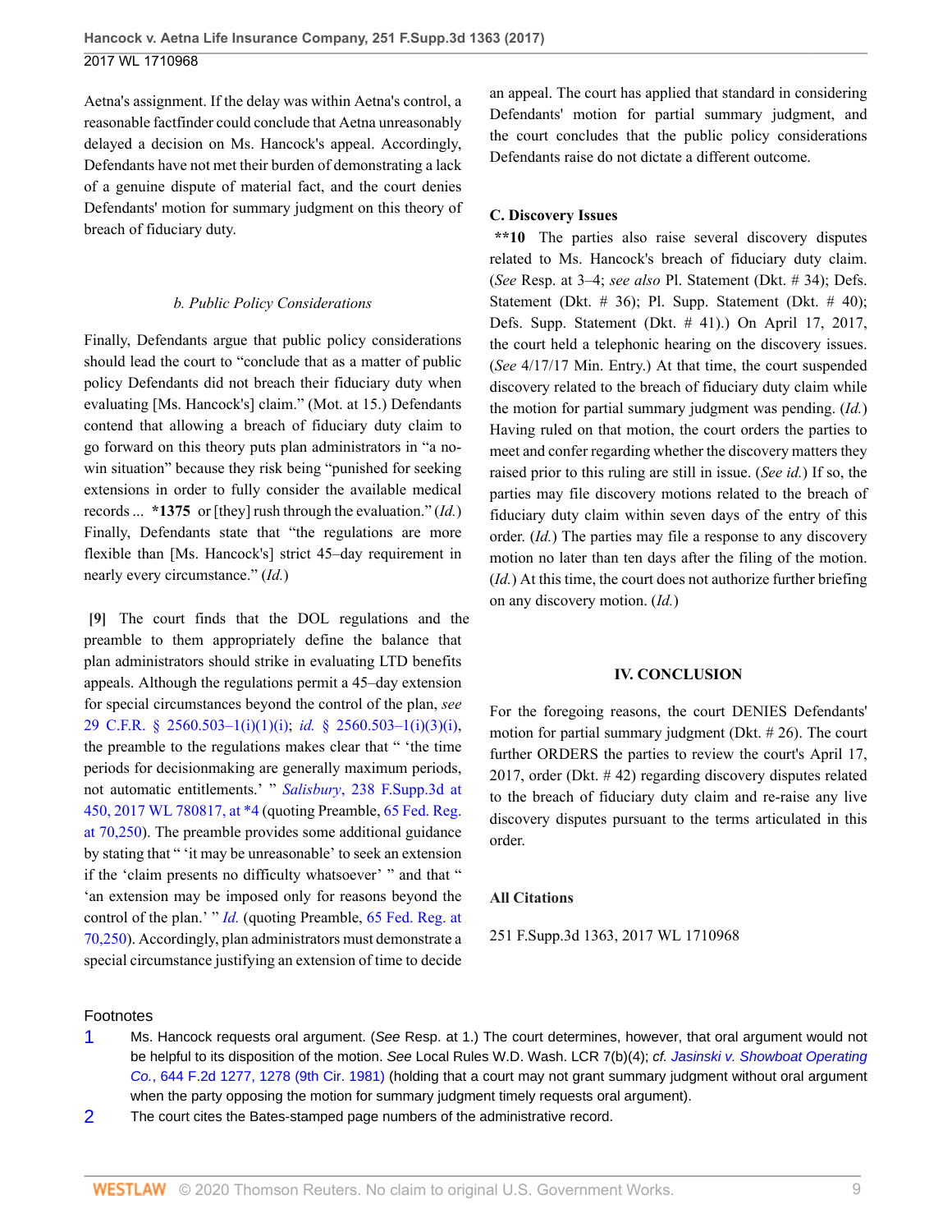Aetna's assignment. If the delay was within Aetna's control, a reasonable factfinder could conclude that Aetna unreasonably delayed a decision on Ms. Hancock's appeal. Accordingly, Defendants have not met their burden of demonstrating a lack of a genuine dispute of material fact, and the court denies Defendants' motion for summary judgment on this theory of breach of fiduciary duty.

*b. Public Policy Considerations*

Finally, Defendants argue that public policy considerations should lead the court to "conclude that as a matter of public policy Defendants did not breach their fiduciary duty when evaluating [Ms. Hancock's] claim." (Mot. at 15.) Defendants contend that allowing a breach of fiduciary duty claim to go forward on this theory puts plan administrators in "a no-win situation" because they risk being "punished for seeking extensions in order to fully consider the available medical records ... **\*1375** or [they] rush through the evaluation." (*Id.*) Finally, Defendants state that "the regulations are more flexible than [Ms. Hancock's] strict 45–day requirement in nearly every circumstance." (*Id.*)

**[9]** The court finds that the DOL regulations and the preamble to them appropriately define the balance that plan administrators should strike in evaluating LTD benefits appeals. Although the regulations permit a 45–day extension for special circumstances beyond the control of the plan, *see* 29 C.F.R. § 2560.503–1(i)(1)(i); *id.* § 2560.503–1(i)(3)(i), the preamble to the regulations makes clear that " 'the time periods for decisionmaking are generally maximum periods, not automatic entitlements.' " *Salisbury*, 238 F.Supp.3d at 450, 2017 WL 780817, at \*4 (quoting Preamble, 65 Fed. Reg. at 70,250). The preamble provides some additional guidance by stating that " 'it may be unreasonable' to seek an extension if the 'claim presents no difficulty whatsoever' " and that " 'an extension may be imposed only for reasons beyond the control of the plan.' " *Id.* (quoting Preamble, 65 Fed. Reg. at 70,250). Accordingly, plan administrators must demonstrate a special circumstance justifying an extension of time to decide an appeal. The court has applied that standard in considering Defendants' motion for partial summary judgment, and the court concludes that the public policy considerations Defendants raise do not dictate a different outcome.

### C. Discovery Issues

**\*\*10** The parties also raise several discovery disputes related to Ms. Hancock's breach of fiduciary duty claim. (*See* Resp. at 3–4; *see also* Pl. Statement (Dkt. # 34); Defs. Statement (Dkt. # 36); Pl. Supp. Statement (Dkt. # 40); Defs. Supp. Statement (Dkt. # 41).) On April 17, 2017, the court held a telephonic hearing on the discovery issues. (*See* 4/17/17 Min. Entry.) At that time, the court suspended discovery related to the breach of fiduciary duty claim while the motion for partial summary judgment was pending. (*Id.*) Having ruled on that motion, the court orders the parties to meet and confer regarding whether the discovery matters they raised prior to this ruling are still in issue. (*See id.*) If so, the parties may file discovery motions related to the breach of fiduciary duty claim within seven days of the entry of this order. (*Id.*) The parties may file a response to any discovery motion no later than ten days after the filing of the motion. (*Id.*) At this time, the court does not authorize further briefing on any discovery motion. (*Id.*)

## IV. CONCLUSION

For the foregoing reasons, the court DENIES Defendants' motion for partial summary judgment (Dkt. # 26). The court further ORDERS the parties to review the court's April 17, 2017, order (Dkt. # 42) regarding discovery disputes related to the breach of fiduciary duty claim and re-raise any live discovery disputes pursuant to the terms articulated in this order.

### All Citations

251 F.Supp.3d 1363, 2017 WL 1710968

### Footnotes

1. Ms. Hancock requests oral argument. (*See* Resp. at 1.) The court determines, however, that oral argument would not be helpful to its disposition of the motion. *See* Local Rules W.D. Wash. LCR 7(b)(4); *cf. Jasinski v. Showboat Operating Co.*, 644 F.2d 1277, 1278 (9th Cir. 1981) (holding that a court may not grant summary judgment without oral argument when the party opposing the motion for summary judgment timely requests oral argument).
2. The court cites the Bates-stamped page numbers of the administrative record.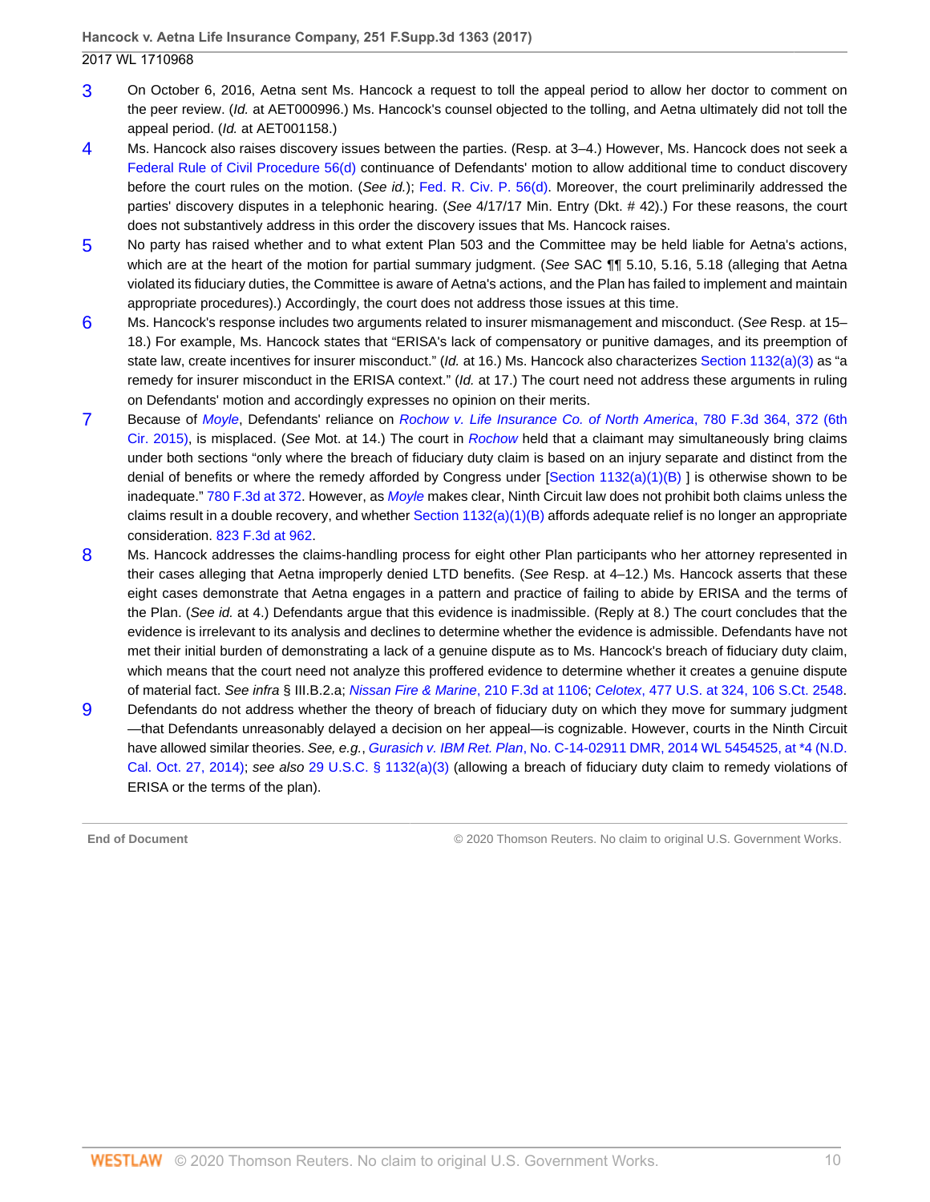3 On October 6, 2016, Aetna sent Ms. Hancock a request to toll the appeal period to allow her doctor to comment on the peer review. (*Id.* at AET000996.) Ms. Hancock's counsel objected to the tolling, and Aetna ultimately did not toll the appeal period. (*Id.* at AET001158.)

4 Ms. Hancock also raises discovery issues between the parties. (Resp. at 3–4.) However, Ms. Hancock does not seek a Federal Rule of Civil Procedure 56(d) continuance of Defendants' motion to allow additional time to conduct discovery before the court rules on the motion. (*See id.*); Fed. R. Civ. P. 56(d). Moreover, the court preliminarily addressed the parties' discovery disputes in a telephonic hearing. (*See* 4/17/17 Min. Entry (Dkt. # 42).) For these reasons, the court does not substantively address in this order the discovery issues that Ms. Hancock raises.

5 No party has raised whether and to what extent Plan 503 and the Committee may be held liable for Aetna's actions, which are at the heart of the motion for partial summary judgment. (*See* SAC ¶¶ 5.10, 5.16, 5.18 (alleging that Aetna violated its fiduciary duties, the Committee is aware of Aetna's actions, and the Plan has failed to implement and maintain appropriate procedures).) Accordingly, the court does not address those issues at this time.

6 Ms. Hancock's response includes two arguments related to insurer mismanagement and misconduct. (*See* Resp. at 15–18.) For example, Ms. Hancock states that "ERISA's lack of compensatory or punitive damages, and its preemption of state law, create incentives for insurer misconduct." (*Id.* at 16.) Ms. Hancock also characterizes Section 1132(a)(3) as "a remedy for insurer misconduct in the ERISA context." (*Id.* at 17.) The court need not address these arguments in ruling on Defendants' motion and accordingly expresses no opinion on their merits.

7 Because of *Moyle*, Defendants' reliance on *Rochow v. Life Insurance Co. of North America*, 780 F.3d 364, 372 (6th Cir. 2015), is misplaced. (*See* Mot. at 14.) The court in *Rochow* held that a claimant may simultaneously bring claims under both sections "only where the breach of fiduciary duty claim is based on an injury separate and distinct from the denial of benefits or where the remedy afforded by Congress under [Section 1132(a)(1)(B) ] is otherwise shown to be inadequate." 780 F.3d at 372. However, as *Moyle* makes clear, Ninth Circuit law does not prohibit both claims unless the claims result in a double recovery, and whether Section 1132(a)(1)(B) affords adequate relief is no longer an appropriate consideration. 823 F.3d at 962.

8 Ms. Hancock addresses the claims-handling process for eight other Plan participants who her attorney represented in their cases alleging that Aetna improperly denied LTD benefits. (*See* Resp. at 4–12.) Ms. Hancock asserts that these eight cases demonstrate that Aetna engages in a pattern and practice of failing to abide by ERISA and the terms of the Plan. (*See id.* at 4.) Defendants argue that this evidence is inadmissible. (Reply at 8.) The court concludes that the evidence is irrelevant to its analysis and declines to determine whether the evidence is admissible. Defendants have not met their initial burden of demonstrating a lack of a genuine dispute as to Ms. Hancock's breach of fiduciary duty claim, which means that the court need not analyze this proffered evidence to determine whether it creates a genuine dispute of material fact. *See infra* § III.B.2.a; *Nissan Fire & Marine*, 210 F.3d at 1106; *Celotex*, 477 U.S. at 324, 106 S.Ct. 2548.

9 Defendants do not address whether the theory of breach of fiduciary duty on which they move for summary judgment—that Defendants unreasonably delayed a decision on her appeal—is cognizable. However, courts in the Ninth Circuit have allowed similar theories. *See, e.g.*, *Gurasich v. IBM Ret. Plan*, No. C-14-02911 DMR, 2014 WL 5454525, at *4 (N.D. Cal. Oct. 27, 2014); *see also* 29 U.S.C. § 1132(a)(3) (allowing a breach of fiduciary duty claim to remedy violations of ERISA or the terms of the plan).

**End of Document** © 2020 Thomson Reuters. No claim to original U.S. Government Works.